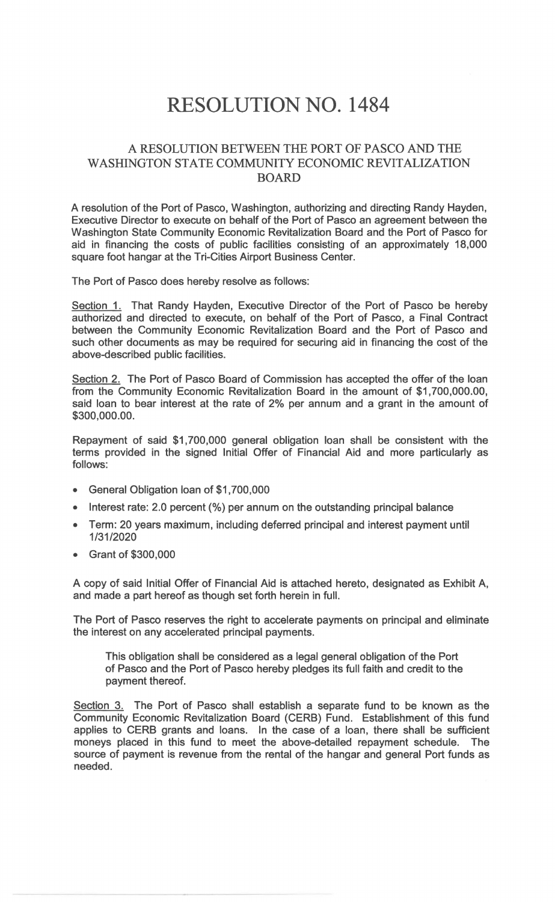# RESOLUTION NO. 1484

## A RESOLUTION BETWEEN THE PORT OF PASCO AND THE WASHINGTON STATE COMMUNITY ECONOMIC REVITALIZATION BOARD

A resolution of the Port of Pasco, Washington, authorizing and directing Randy Hayden, Executive Director to execute on behalf of the Port of Pasco an agreement between the Washington State Community Economic Revitalization Board and the Port of Pasco for aid in financing the costs of public facilities consisting of an approximately 18,000 square foot hangar at the Tri-Cities Airport Business Center.

The Port of Pasco does hereby resolve as follows:

Section 1. That Randy Hayden, Executive Director of the Port of Pasco be hereby authorized and directed to execute, on behalf of the Port of Pasco, a Final Contract between the Community Economic Revitalization Board and the Port of Pasco and such other documents as may be required for securing aid in financing the cost of the above-described public facilities.

Section 2. The Port of Pasco Board of Commission has accepted the offer of the loan from the Community Economic Revitalization Board in the amount of $1,700,000.00, said loan to bear interest at the rate of 2% per annum and a grant in the amount of $300,000.00.

Repayment of said $1,700,000 general obligation loan shall be consistent with the terms provided in the signed Initial Offer of Financial Aid and more particularly as follows:

- General Obligation loan of $1,700,000
- Interest rate: 2.0 percent (%) per annum on the outstanding principal balance
- Term: 20 years maximum, including deferred principal and interest payment until 1/31/2020
- Grant of $300,000

A copy of said Initial Offer of Financial Aid is attached hereto, designated as Exhibit A, and made a part hereof as though set forth herein in full.

The Port of Pasco reserves the right to accelerate payments on principal and eliminate the interest on any accelerated principal payments.

> This obligation shall be considered as a legal general obligation of the Port of Pasco and the Port of Pasco hereby pledges its full faith and credit to the payment thereof.

Section 3. The Port of Pasco shall establish a separate fund to be known as the Community Economic Revitalization Board (CERB) Fund. Establishment of this fund applies to CERB grants and loans. In the case of a loan, there shall be sufficient moneys placed in this fund to meet the above-detailed repayment schedule. The source of payment is revenue from the rental of the hangar and general Port funds as needed.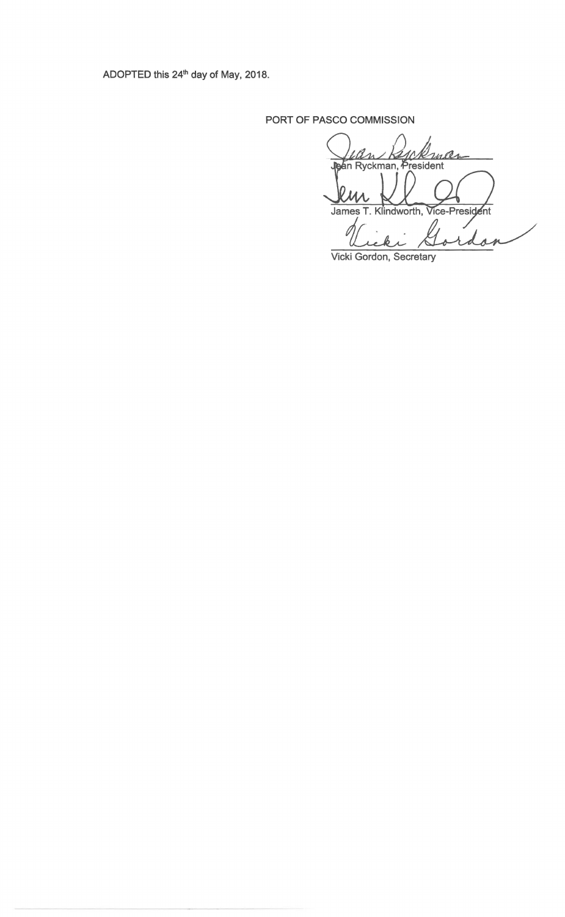ADOPTED this 24th day of May, 2018.

PORT OF PASCO COMMISSION

Jean Ryckman, President

James T. Klindworth, Vice-President

Vicki Gordon, Secretary